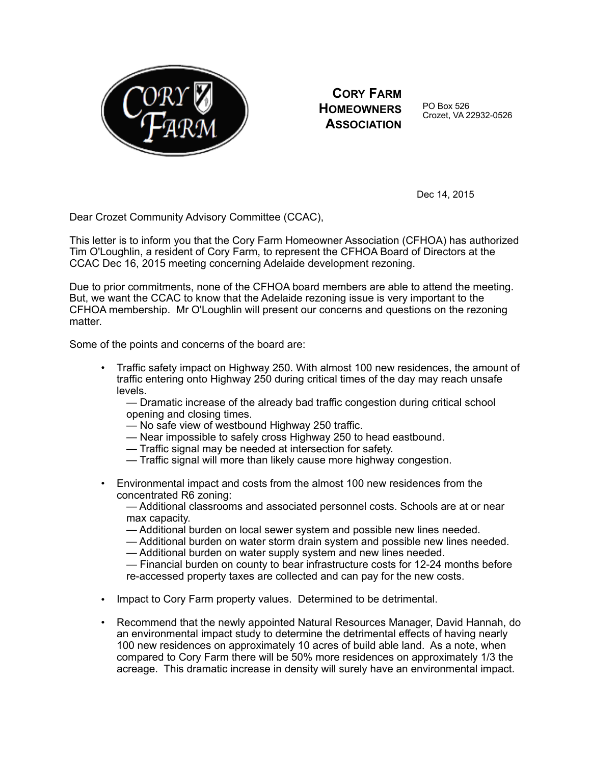**CORY FARM HOMEOWNERS ASSOCIATION**

PO Box 526
Crozet, VA 22932-0526

Dec 14, 2015

Dear Crozet Community Advisory Committee (CCAC),

This letter is to inform you that the Cory Farm Homeowner Association (CFHOA) has authorized Tim O'Loughlin, a resident of Cory Farm, to represent the CFHOA Board of Directors at the CCAC Dec 16, 2015 meeting concerning Adelaide development rezoning.

Due to prior commitments, none of the CFHOA board members are able to attend the meeting. But, we want the CCAC to know that the Adelaide rezoning issue is very important to the CFHOA membership. Mr O'Loughlin will present our concerns and questions on the rezoning matter.

Some of the points and concerns of the board are:

- Traffic safety impact on Highway 250. With almost 100 new residences, the amount of traffic entering onto Highway 250 during critical times of the day may reach unsafe levels.
  - — Dramatic increase of the already bad traffic congestion during critical school opening and closing times.
  - — No safe view of westbound Highway 250 traffic.
  - — Near impossible to safely cross Highway 250 to head eastbound.
  - — Traffic signal may be needed at intersection for safety.
  - — Traffic signal will more than likely cause more highway congestion.

- Environmental impact and costs from the almost 100 new residences from the concentrated R6 zoning:
  - — Additional classrooms and associated personnel costs. Schools are at or near max capacity.
  - — Additional burden on local sewer system and possible new lines needed.
  - — Additional burden on water storm drain system and possible new lines needed.
  - — Additional burden on water supply system and new lines needed.
  - — Financial burden on county to bear infrastructure costs for 12-24 months before re-accessed property taxes are collected and can pay for the new costs.

- Impact to Cory Farm property values. Determined to be detrimental.

- Recommend that the newly appointed Natural Resources Manager, David Hannah, do an environmental impact study to determine the detrimental effects of having nearly 100 new residences on approximately 10 acres of build able land. As a note, when compared to Cory Farm there will be 50% more residences on approximately 1/3 the acreage. This dramatic increase in density will surely have an environmental impact.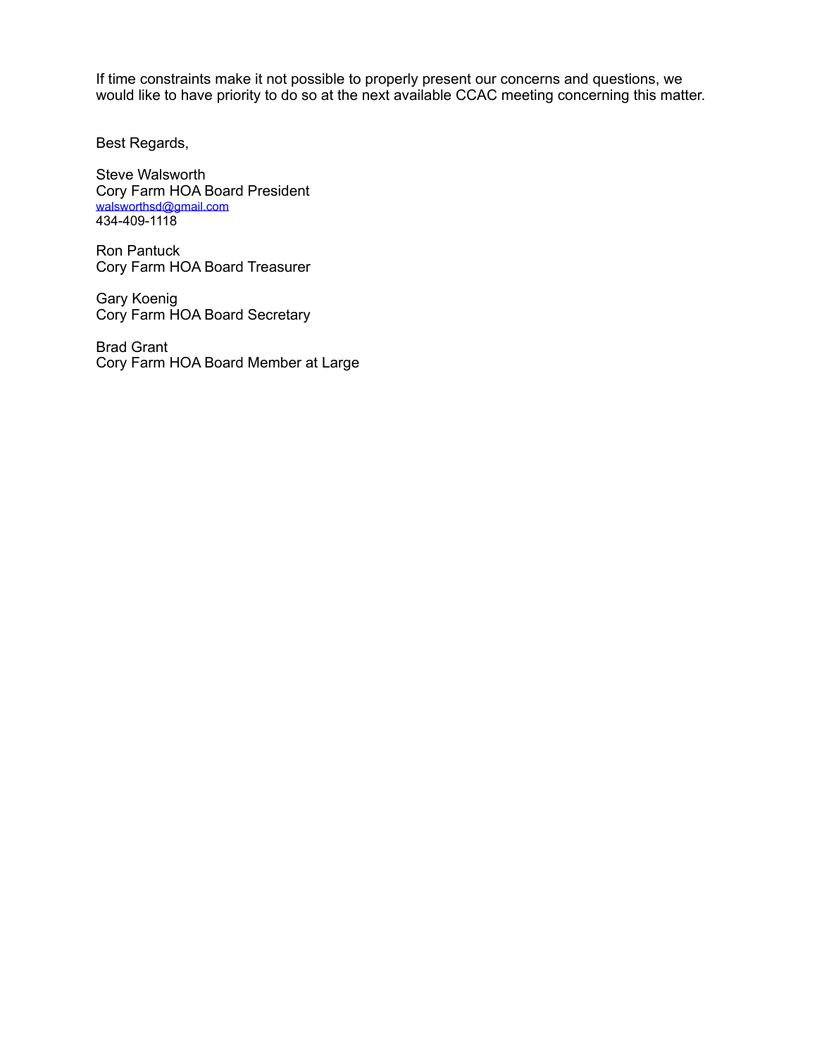If time constraints make it not possible to properly present our concerns and questions, we would like to have priority to do so at the next available CCAC meeting concerning this matter.

Best Regards,

Steve Walsworth
Cory Farm HOA Board President
walsworthsd@gmail.com
434-409-1118

Ron Pantuck
Cory Farm HOA Board Treasurer

Gary Koenig
Cory Farm HOA Board Secretary

Brad Grant
Cory Farm HOA Board Member at Large